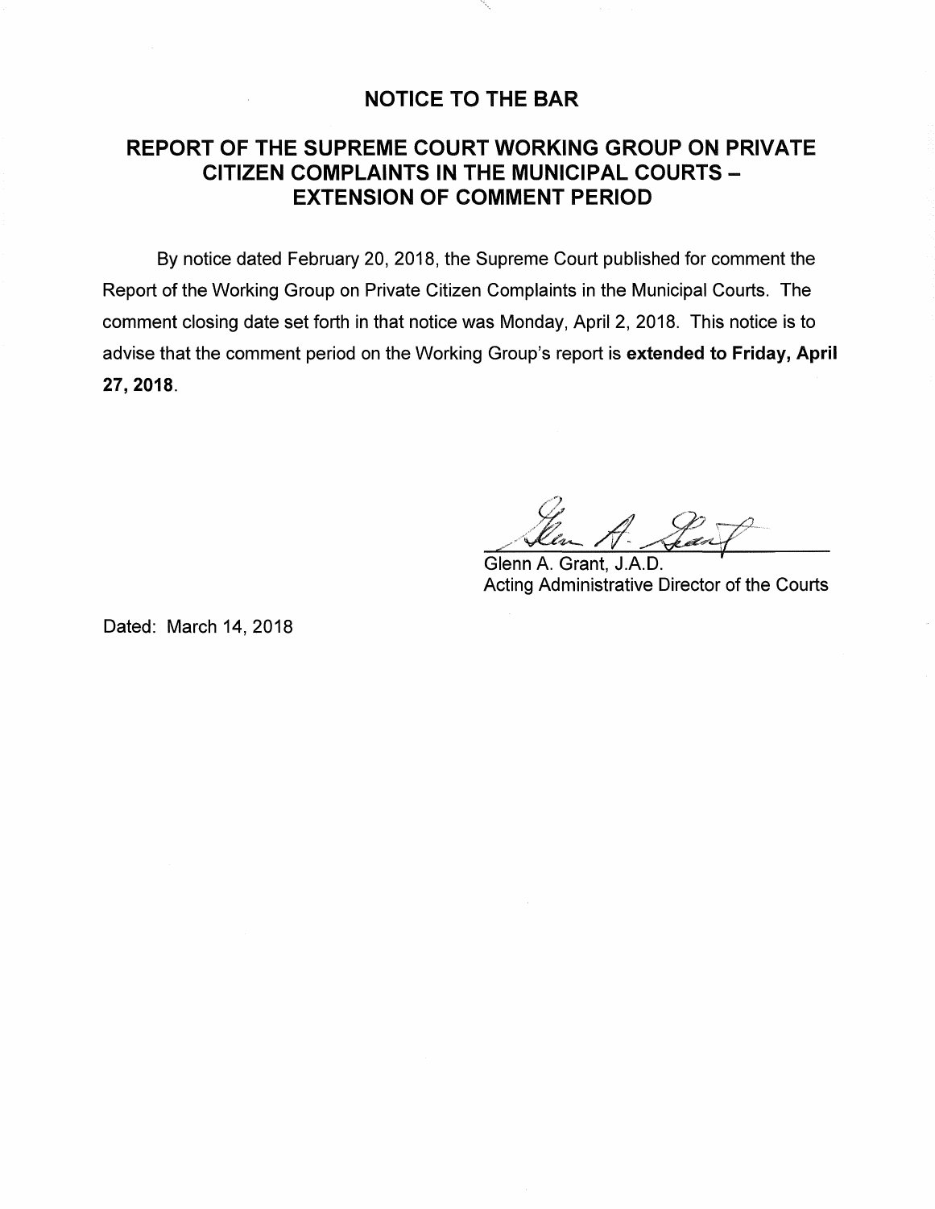# NOTICE TO THE BAR

## REPORT OF THE SUPREME COURT WORKING GROUP ON PRIVATE CITIZEN COMPLAINTS IN THE MUNICIPAL COURTS – EXTENSION OF COMMENT PERIOD

By notice dated February 20, 2018, the Supreme Court published for comment the Report of the Working Group on Private Citizen Complaints in the Municipal Courts. The comment closing date set forth in that notice was Monday, April 2, 2018. This notice is to advise that the comment period on the Working Group's report is **extended to Friday, April 27, 2018**.

Glenn A. Grant, J.A.D.
Acting Administrative Director of the Courts

Dated: March 14, 2018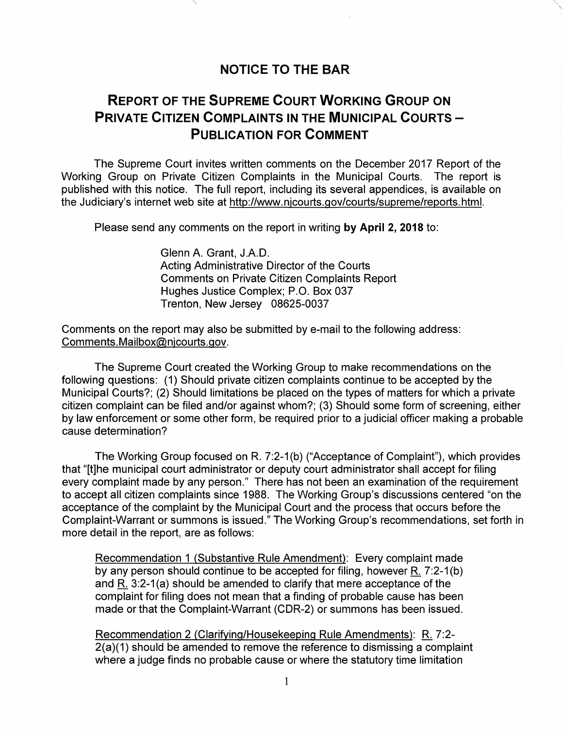# NOTICE TO THE BAR

## REPORT OF THE SUPREME COURT WORKING GROUP ON PRIVATE CITIZEN COMPLAINTS IN THE MUNICIPAL COURTS – PUBLICATION FOR COMMENT

The Supreme Court invites written comments on the December 2017 Report of the Working Group on Private Citizen Complaints in the Municipal Courts. The report is published with this notice. The full report, including its several appendices, is available on the Judiciary's internet web site at http://www.njcourts.gov/courts/supreme/reports.html.

Please send any comments on the report in writing **by April 2, 2018** to:

> Glenn A. Grant, J.A.D.
> Acting Administrative Director of the Courts
> Comments on Private Citizen Complaints Report
> Hughes Justice Complex; P.O. Box 037
> Trenton, New Jersey 08625-0037

Comments on the report may also be submitted by e-mail to the following address: Comments.Mailbox@njcourts.gov.

The Supreme Court created the Working Group to make recommendations on the following questions: (1) Should private citizen complaints continue to be accepted by the Municipal Courts?; (2) Should limitations be placed on the types of matters for which a private citizen complaint can be filed and/or against whom?; (3) Should some form of screening, either by law enforcement or some other form, be required prior to a judicial officer making a probable cause determination?

The Working Group focused on R. 7:2-1(b) ("Acceptance of Complaint"), which provides that "[t]he municipal court administrator or deputy court administrator shall accept for filing every complaint made by any person." There has not been an examination of the requirement to accept all citizen complaints since 1988. The Working Group's discussions centered "on the acceptance of the complaint by the Municipal Court and the process that occurs before the Complaint-Warrant or summons is issued." The Working Group's recommendations, set forth in more detail in the report, are as follows:

> Recommendation 1 (Substantive Rule Amendment): Every complaint made by any person should continue to be accepted for filing, however R. 7:2-1(b) and R. 3:2-1(a) should be amended to clarify that mere acceptance of the complaint for filing does not mean that a finding of probable cause has been made or that the Complaint-Warrant (CDR-2) or summons has been issued.
>
> Recommendation 2 (Clarifying/Housekeeping Rule Amendments): R. 7:2-2(a)(1) should be amended to remove the reference to dismissing a complaint where a judge finds no probable cause or where the statutory time limitation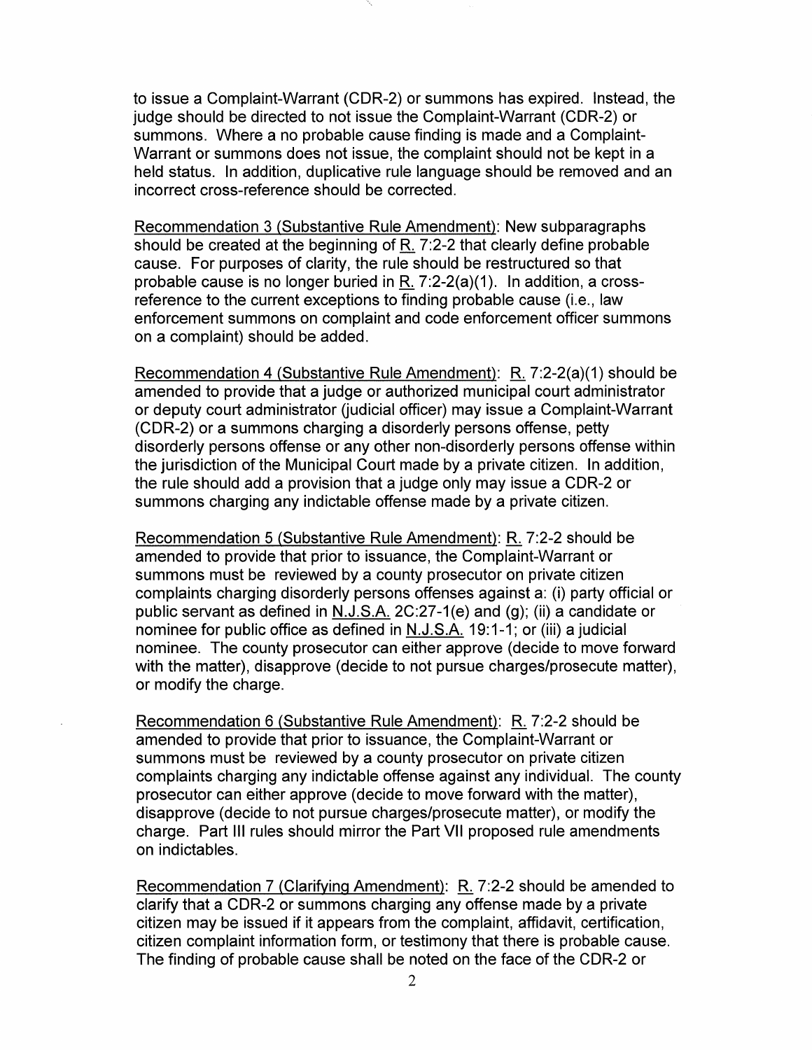to issue a Complaint-Warrant (CDR-2) or summons has expired. Instead, the judge should be directed to not issue the Complaint-Warrant (CDR-2) or summons. Where a no probable cause finding is made and a Complaint-Warrant or summons does not issue, the complaint should not be kept in a held status. In addition, duplicative rule language should be removed and an incorrect cross-reference should be corrected.

Recommendation 3 (Substantive Rule Amendment): New subparagraphs should be created at the beginning of R. 7:2-2 that clearly define probable cause. For purposes of clarity, the rule should be restructured so that probable cause is no longer buried in R. 7:2-2(a)(1). In addition, a cross-reference to the current exceptions to finding probable cause (i.e., law enforcement summons on complaint and code enforcement officer summons on a complaint) should be added.

Recommendation 4 (Substantive Rule Amendment): R. 7:2-2(a)(1) should be amended to provide that a judge or authorized municipal court administrator or deputy court administrator (judicial officer) may issue a Complaint-Warrant (CDR-2) or a summons charging a disorderly persons offense, petty disorderly persons offense or any other non-disorderly persons offense within the jurisdiction of the Municipal Court made by a private citizen. In addition, the rule should add a provision that a judge only may issue a CDR-2 or summons charging any indictable offense made by a private citizen.

Recommendation 5 (Substantive Rule Amendment): R. 7:2-2 should be amended to provide that prior to issuance, the Complaint-Warrant or summons must be reviewed by a county prosecutor on private citizen complaints charging disorderly persons offenses against a: (i) party official or public servant as defined in N.J.S.A. 2C:27-1(e) and (g); (ii) a candidate or nominee for public office as defined in N.J.S.A. 19:1-1; or (iii) a judicial nominee. The county prosecutor can either approve (decide to move forward with the matter), disapprove (decide to not pursue charges/prosecute matter), or modify the charge.

Recommendation 6 (Substantive Rule Amendment): R. 7:2-2 should be amended to provide that prior to issuance, the Complaint-Warrant or summons must be reviewed by a county prosecutor on private citizen complaints charging any indictable offense against any individual. The county prosecutor can either approve (decide to move forward with the matter), disapprove (decide to not pursue charges/prosecute matter), or modify the charge. Part III rules should mirror the Part VII proposed rule amendments on indictables.

Recommendation 7 (Clarifying Amendment): R. 7:2-2 should be amended to clarify that a CDR-2 or summons charging any offense made by a private citizen may be issued if it appears from the complaint, affidavit, certification, citizen complaint information form, or testimony that there is probable cause. The finding of probable cause shall be noted on the face of the CDR-2 or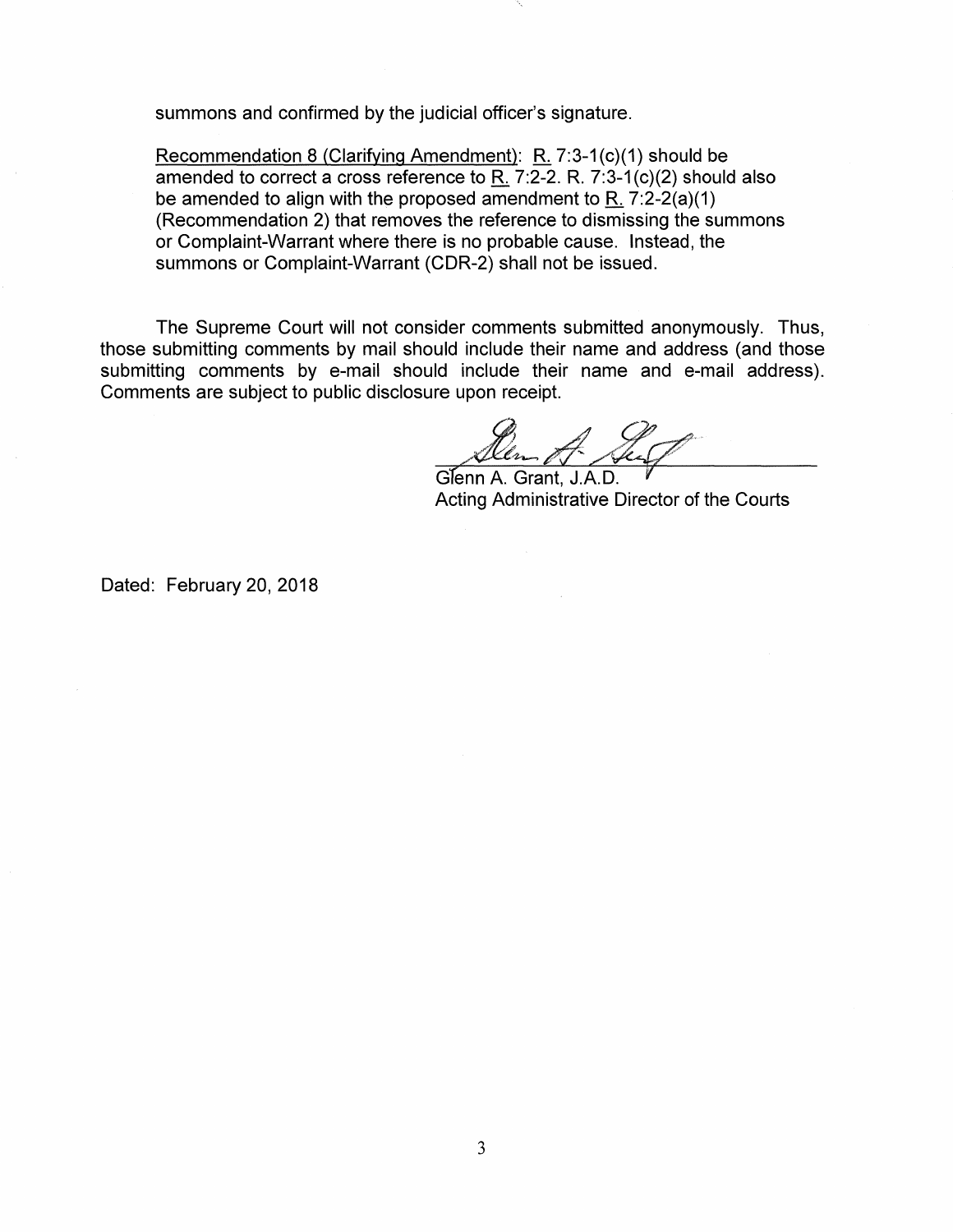summons and confirmed by the judicial officer's signature.

Recommendation 8 (Clarifying Amendment): R. 7:3-1(c)(1) should be amended to correct a cross reference to R. 7:2-2. R. 7:3-1(c)(2) should also be amended to align with the proposed amendment to R. 7:2-2(a)(1) (Recommendation 2) that removes the reference to dismissing the summons or Complaint-Warrant where there is no probable cause. Instead, the summons or Complaint-Warrant (CDR-2) shall not be issued.

The Supreme Court will not consider comments submitted anonymously. Thus, those submitting comments by mail should include their name and address (and those submitting comments by e-mail should include their name and e-mail address). Comments are subject to public disclosure upon receipt.

Glenn A. Grant, J.A.D.
Acting Administrative Director of the Courts

Dated: February 20, 2018